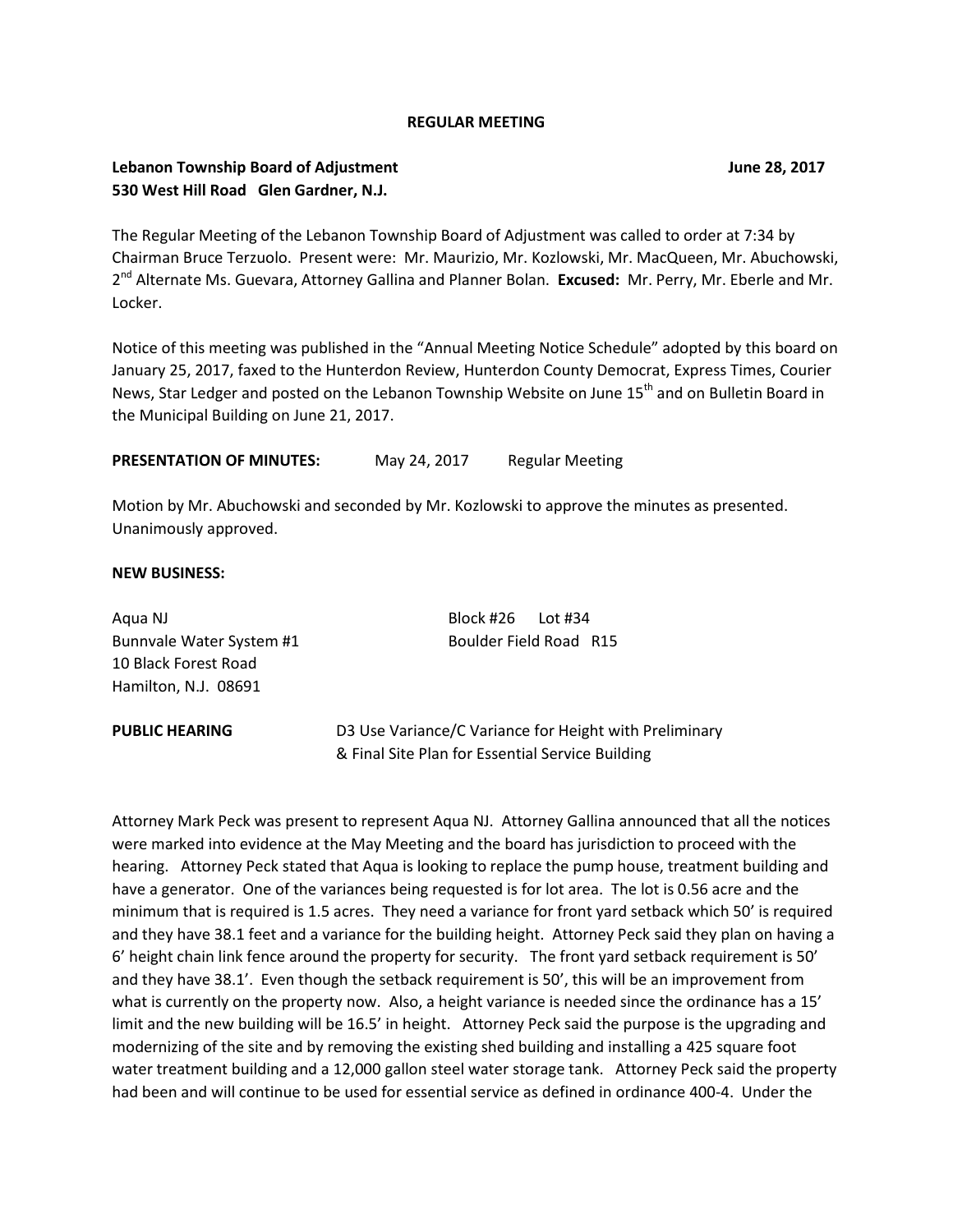**REGULAR MEETING**

**Lebanon Township Board of Adjustment** **June 28, 2017**
**530 West Hill Road Glen Gardner, N.J.**

The Regular Meeting of the Lebanon Township Board of Adjustment was called to order at 7:34 by Chairman Bruce Terzuolo. Present were: Mr. Maurizio, Mr. Kozlowski, Mr. MacQueen, Mr. Abuchowski, 2nd Alternate Ms. Guevara, Attorney Gallina and Planner Bolan. **Excused:** Mr. Perry, Mr. Eberle and Mr. Locker.

Notice of this meeting was published in the "Annual Meeting Notice Schedule" adopted by this board on January 25, 2017, faxed to the Hunterdon Review, Hunterdon County Democrat, Express Times, Courier News, Star Ledger and posted on the Lebanon Township Website on June 15th and on Bulletin Board in the Municipal Building on June 21, 2017.

**PRESENTATION OF MINUTES:** May 24, 2017 Regular Meeting

Motion by Mr. Abuchowski and seconded by Mr. Kozlowski to approve the minutes as presented. Unanimously approved.

**NEW BUSINESS:**

Aqua NJ
Bunnvale Water System #1
10 Black Forest Road
Hamilton, N.J. 08691

Block #26 Lot #34
Boulder Field Road R15

**PUBLIC HEARING** D3 Use Variance/C Variance for Height with Preliminary & Final Site Plan for Essential Service Building

Attorney Mark Peck was present to represent Aqua NJ. Attorney Gallina announced that all the notices were marked into evidence at the May Meeting and the board has jurisdiction to proceed with the hearing. Attorney Peck stated that Aqua is looking to replace the pump house, treatment building and have a generator. One of the variances being requested is for lot area. The lot is 0.56 acre and the minimum that is required is 1.5 acres. They need a variance for front yard setback which 50' is required and they have 38.1 feet and a variance for the building height. Attorney Peck said they plan on having a 6' height chain link fence around the property for security. The front yard setback requirement is 50' and they have 38.1'. Even though the setback requirement is 50', this will be an improvement from what is currently on the property now. Also, a height variance is needed since the ordinance has a 15' limit and the new building will be 16.5' in height. Attorney Peck said the purpose is the upgrading and modernizing of the site and by removing the existing shed building and installing a 425 square foot water treatment building and a 12,000 gallon steel water storage tank. Attorney Peck said the property had been and will continue to be used for essential service as defined in ordinance 400-4. Under the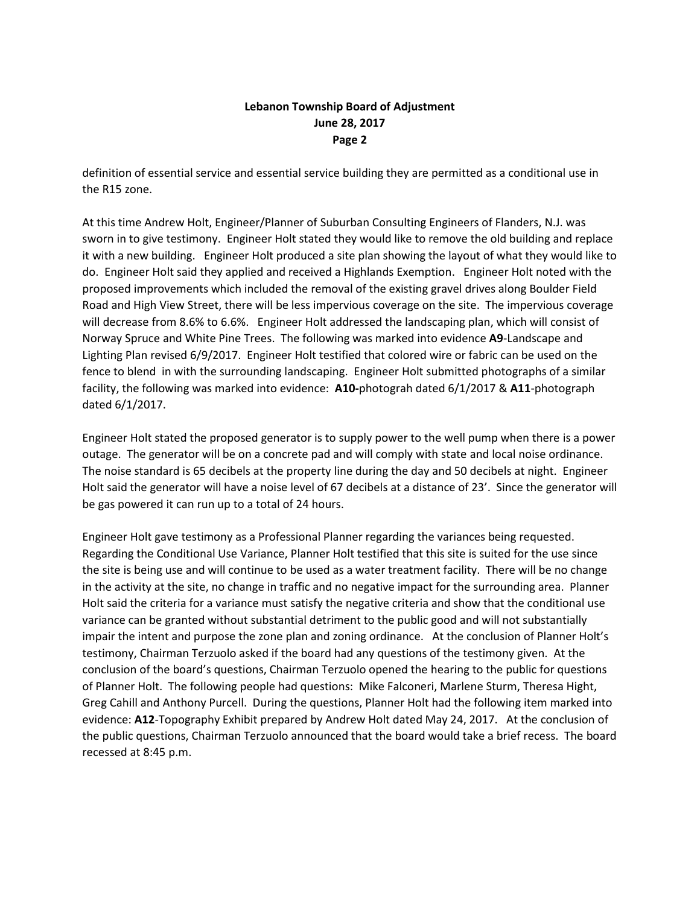definition of essential service and essential service building they are permitted as a conditional use in the R15 zone.

At this time Andrew Holt, Engineer/Planner of Suburban Consulting Engineers of Flanders, N.J. was sworn in to give testimony. Engineer Holt stated they would like to remove the old building and replace it with a new building. Engineer Holt produced a site plan showing the layout of what they would like to do. Engineer Holt said they applied and received a Highlands Exemption. Engineer Holt noted with the proposed improvements which included the removal of the existing gravel drives along Boulder Field Road and High View Street, there will be less impervious coverage on the site. The impervious coverage will decrease from 8.6% to 6.6%. Engineer Holt addressed the landscaping plan, which will consist of Norway Spruce and White Pine Trees. The following was marked into evidence **A9**-Landscape and Lighting Plan revised 6/9/2017. Engineer Holt testified that colored wire or fabric can be used on the fence to blend in with the surrounding landscaping. Engineer Holt submitted photographs of a similar facility, the following was marked into evidence: **A10-**photograh dated 6/1/2017 & **A11**-photograph dated 6/1/2017.

Engineer Holt stated the proposed generator is to supply power to the well pump when there is a power outage. The generator will be on a concrete pad and will comply with state and local noise ordinance. The noise standard is 65 decibels at the property line during the day and 50 decibels at night. Engineer Holt said the generator will have a noise level of 67 decibels at a distance of 23'. Since the generator will be gas powered it can run up to a total of 24 hours.

Engineer Holt gave testimony as a Professional Planner regarding the variances being requested. Regarding the Conditional Use Variance, Planner Holt testified that this site is suited for the use since the site is being use and will continue to be used as a water treatment facility. There will be no change in the activity at the site, no change in traffic and no negative impact for the surrounding area. Planner Holt said the criteria for a variance must satisfy the negative criteria and show that the conditional use variance can be granted without substantial detriment to the public good and will not substantially impair the intent and purpose the zone plan and zoning ordinance. At the conclusion of Planner Holt's testimony, Chairman Terzuolo asked if the board had any questions of the testimony given. At the conclusion of the board's questions, Chairman Terzuolo opened the hearing to the public for questions of Planner Holt. The following people had questions: Mike Falconeri, Marlene Sturm, Theresa Hight, Greg Cahill and Anthony Purcell. During the questions, Planner Holt had the following item marked into evidence: **A12**-Topography Exhibit prepared by Andrew Holt dated May 24, 2017. At the conclusion of the public questions, Chairman Terzuolo announced that the board would take a brief recess. The board recessed at 8:45 p.m.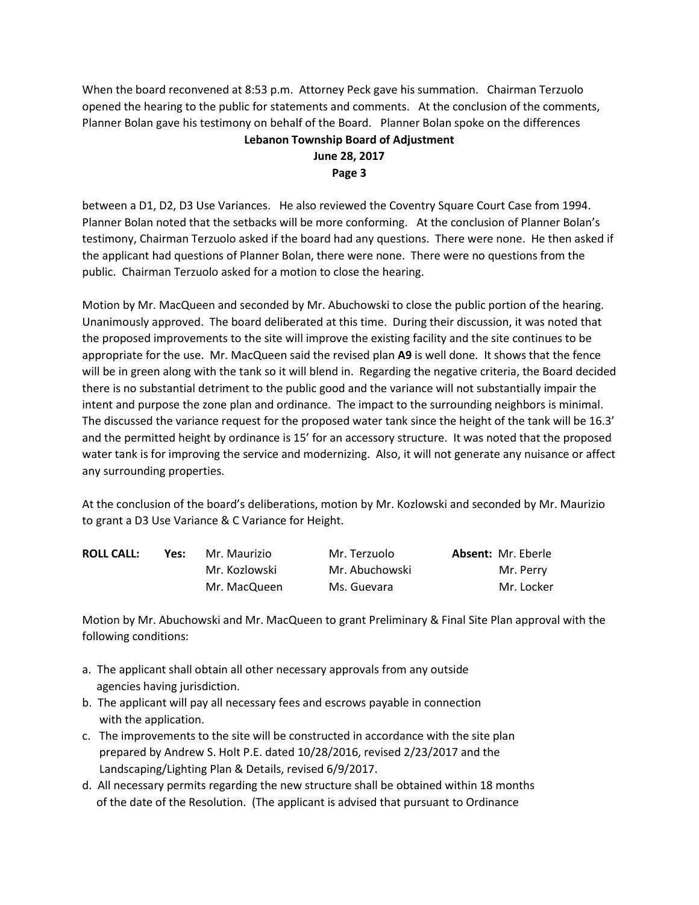When the board reconvened at 8:53 p.m. Attorney Peck gave his summation. Chairman Terzuolo opened the hearing to the public for statements and comments. At the conclusion of the comments, Planner Bolan gave his testimony on behalf of the Board. Planner Bolan spoke on the differences between a D1, D2, D3 Use Variances. He also reviewed the Coventry Square Court Case from 1994. Planner Bolan noted that the setbacks will be more conforming. At the conclusion of Planner Bolan's testimony, Chairman Terzuolo asked if the board had any questions. There were none. He then asked if the applicant had questions of Planner Bolan, there were none. There were no questions from the public. Chairman Terzuolo asked for a motion to close the hearing.

Motion by Mr. MacQueen and seconded by Mr. Abuchowski to close the public portion of the hearing. Unanimously approved. The board deliberated at this time. During their discussion, it was noted that the proposed improvements to the site will improve the existing facility and the site continues to be appropriate for the use. Mr. MacQueen said the revised plan **A9** is well done. It shows that the fence will be in green along with the tank so it will blend in. Regarding the negative criteria, the Board decided there is no substantial detriment to the public good and the variance will not substantially impair the intent and purpose the zone plan and ordinance. The impact to the surrounding neighbors is minimal. The discussed the variance request for the proposed water tank since the height of the tank will be 16.3' and the permitted height by ordinance is 15' for an accessory structure. It was noted that the proposed water tank is for improving the service and modernizing. Also, it will not generate any nuisance or affect any surrounding properties.

At the conclusion of the board's deliberations, motion by Mr. Kozlowski and seconded by Mr. Maurizio to grant a D3 Use Variance & C Variance for Height.

| **ROLL CALL:** | **Yes:** | | | **Absent:** |
|---|---|---|---|---|
| | | Mr. Maurizio | Mr. Terzuolo | Mr. Eberle |
| | | Mr. Kozlowski | Mr. Abuchowski | Mr. Perry |
| | | Mr. MacQueen | Ms. Guevara | Mr. Locker |

Motion by Mr. Abuchowski and Mr. MacQueen to grant Preliminary & Final Site Plan approval with the following conditions:

a. The applicant shall obtain all other necessary approvals from any outside agencies having jurisdiction.
b. The applicant will pay all necessary fees and escrows payable in connection with the application.
c. The improvements to the site will be constructed in accordance with the site plan prepared by Andrew S. Holt P.E. dated 10/28/2016, revised 2/23/2017 and the Landscaping/Lighting Plan & Details, revised 6/9/2017.
d. All necessary permits regarding the new structure shall be obtained within 18 months of the date of the Resolution. (The applicant is advised that pursuant to Ordinance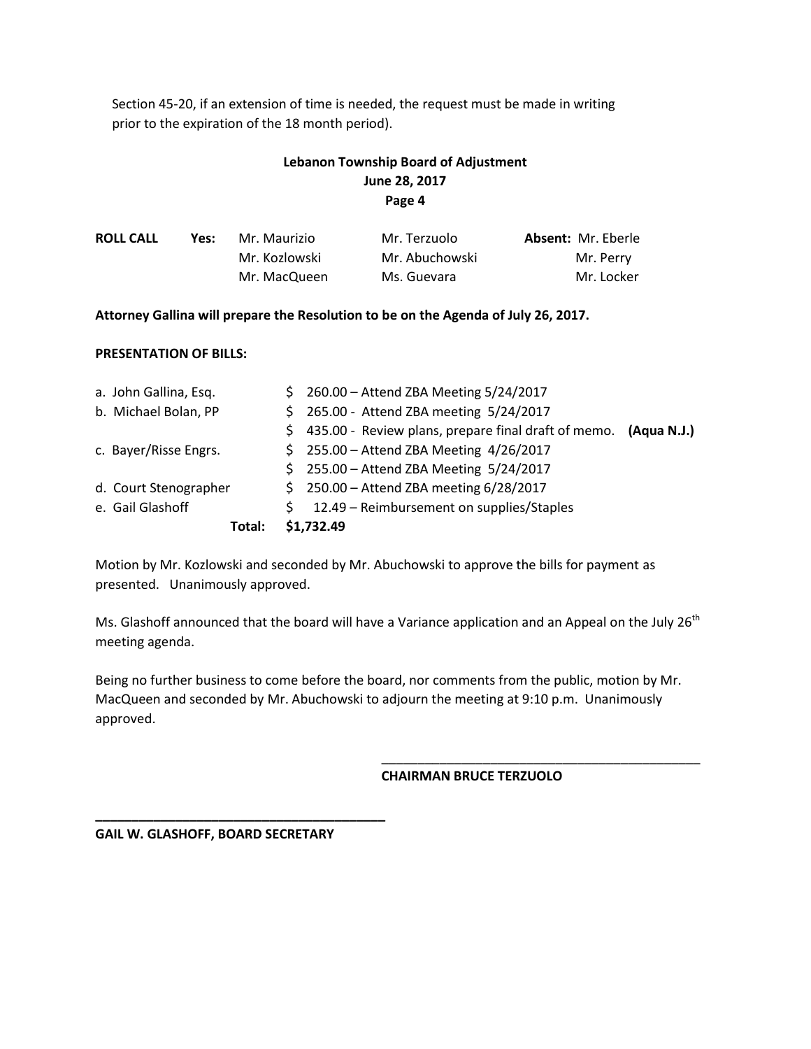Section 45-20, if an extension of time is needed, the request must be made in writing prior to the expiration of the 18 month period).

| | | | | | |
|---|---|---|---|---|---|
| **ROLL CALL** | **Yes:** | Mr. Maurizio | Mr. Terzuolo | **Absent:** | Mr. Eberle |
| | | Mr. Kozlowski | Mr. Abuchowski | | Mr. Perry |
| | | Mr. MacQueen | Ms. Guevara | | Mr. Locker |

**Attorney Gallina will prepare the Resolution to be on the Agenda of July 26, 2017.**

**PRESENTATION OF BILLS:**

| | |
|---|---|
| a. John Gallina, Esq. | $ 260.00 – Attend ZBA Meeting 5/24/2017 |
| b. Michael Bolan, PP | $ 265.00 - Attend ZBA meeting 5/24/2017 |
| | $ 435.00 - Review plans, prepare final draft of memo. **(Aqua N.J.)** |
| c. Bayer/Risse Engrs. | $ 255.00 – Attend ZBA Meeting 4/26/2017 |
| | $ 255.00 – Attend ZBA Meeting 5/24/2017 |
| d. Court Stenographer | $ 250.00 – Attend ZBA meeting 6/28/2017 |
| e. Gail Glashoff | $ 12.49 – Reimbursement on supplies/Staples |
| **Total:** | **$1,732.49** |

Motion by Mr. Kozlowski and seconded by Mr. Abuchowski to approve the bills for payment as presented. Unanimously approved.

Ms. Glashoff announced that the board will have a Variance application and an Appeal on the July 26th meeting agenda.

Being no further business to come before the board, nor comments from the public, motion by Mr. MacQueen and seconded by Mr. Abuchowski to adjourn the meeting at 9:10 p.m. Unanimously approved.

_____________________________________________

**CHAIRMAN BRUCE TERZUOLO**

_____________________________________________

**GAIL W. GLASHOFF, BOARD SECRETARY**